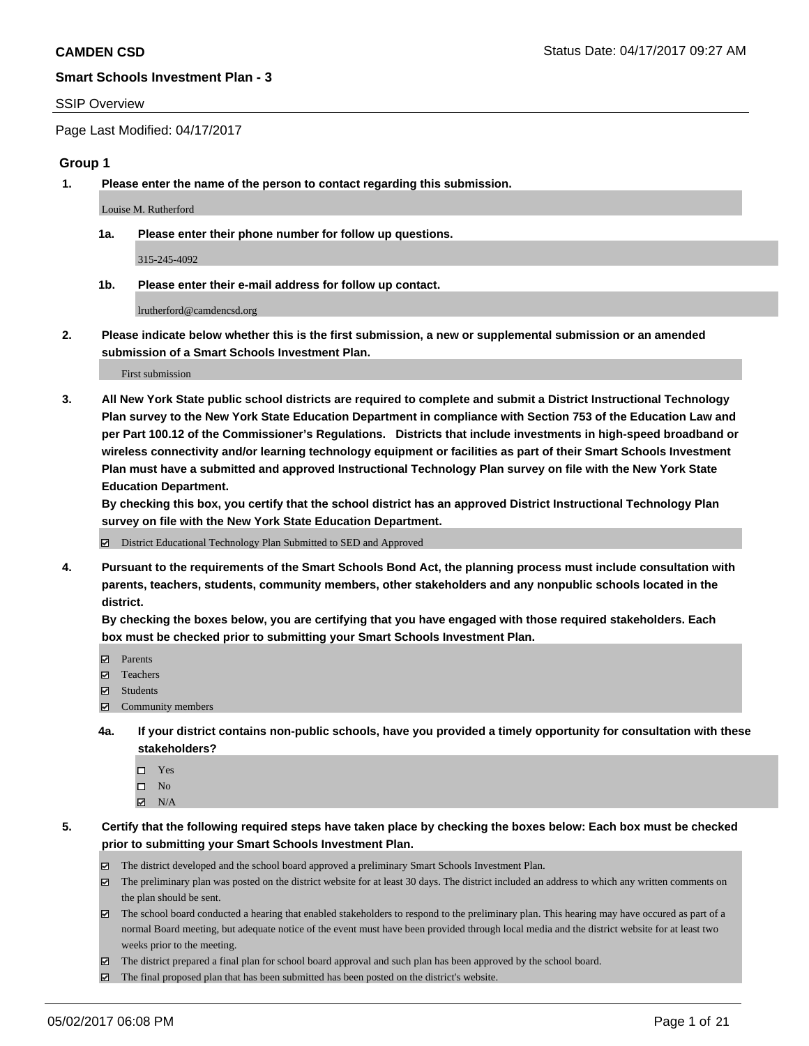**CAMDEN CSD**

Status Date: 04/17/2017 09:27 AM

**Smart Schools Investment Plan - 3**

SSIP Overview

Page Last Modified: 04/17/2017

## Group 1

**1. Please enter the name of the person to contact regarding this submission.**

Louise M. Rutherford

**1a. Please enter their phone number for follow up questions.**

315-245-4092

**1b. Please enter their e-mail address for follow up contact.**

lrutherford@camdencsd.org

**2. Please indicate below whether this is the first submission, a new or supplemental submission or an amended submission of a Smart Schools Investment Plan.**

First submission

**3. All New York State public school districts are required to complete and submit a District Instructional Technology Plan survey to the New York State Education Department in compliance with Section 753 of the Education Law and per Part 100.12 of the Commissioner's Regulations. Districts that include investments in high-speed broadband or wireless connectivity and/or learning technology equipment or facilities as part of their Smart Schools Investment Plan must have a submitted and approved Instructional Technology Plan survey on file with the New York State Education Department.**
**By checking this box, you certify that the school district has an approved District Instructional Technology Plan survey on file with the New York State Education Department.**

- ☑ District Educational Technology Plan Submitted to SED and Approved

**4. Pursuant to the requirements of the Smart Schools Bond Act, the planning process must include consultation with parents, teachers, students, community members, other stakeholders and any nonpublic schools located in the district.**
**By checking the boxes below, you are certifying that you have engaged with those required stakeholders. Each box must be checked prior to submitting your Smart Schools Investment Plan.**

- ☑ Parents
- ☑ Teachers
- ☑ Students
- ☑ Community members

**4a. If your district contains non-public schools, have you provided a timely opportunity for consultation with these stakeholders?**

- ☐ Yes
- ☐ No
- ☑ N/A

**5. Certify that the following required steps have taken place by checking the boxes below: Each box must be checked prior to submitting your Smart Schools Investment Plan.**

- ☑ The district developed and the school board approved a preliminary Smart Schools Investment Plan.
- ☑ The preliminary plan was posted on the district website for at least 30 days. The district included an address to which any written comments on the plan should be sent.
- ☑ The school board conducted a hearing that enabled stakeholders to respond to the preliminary plan. This hearing may have occured as part of a normal Board meeting, but adequate notice of the event must have been provided through local media and the district website for at least two weeks prior to the meeting.
- ☑ The district prepared a final plan for school board approval and such plan has been approved by the school board.
- ☑ The final proposed plan that has been submitted has been posted on the district's website.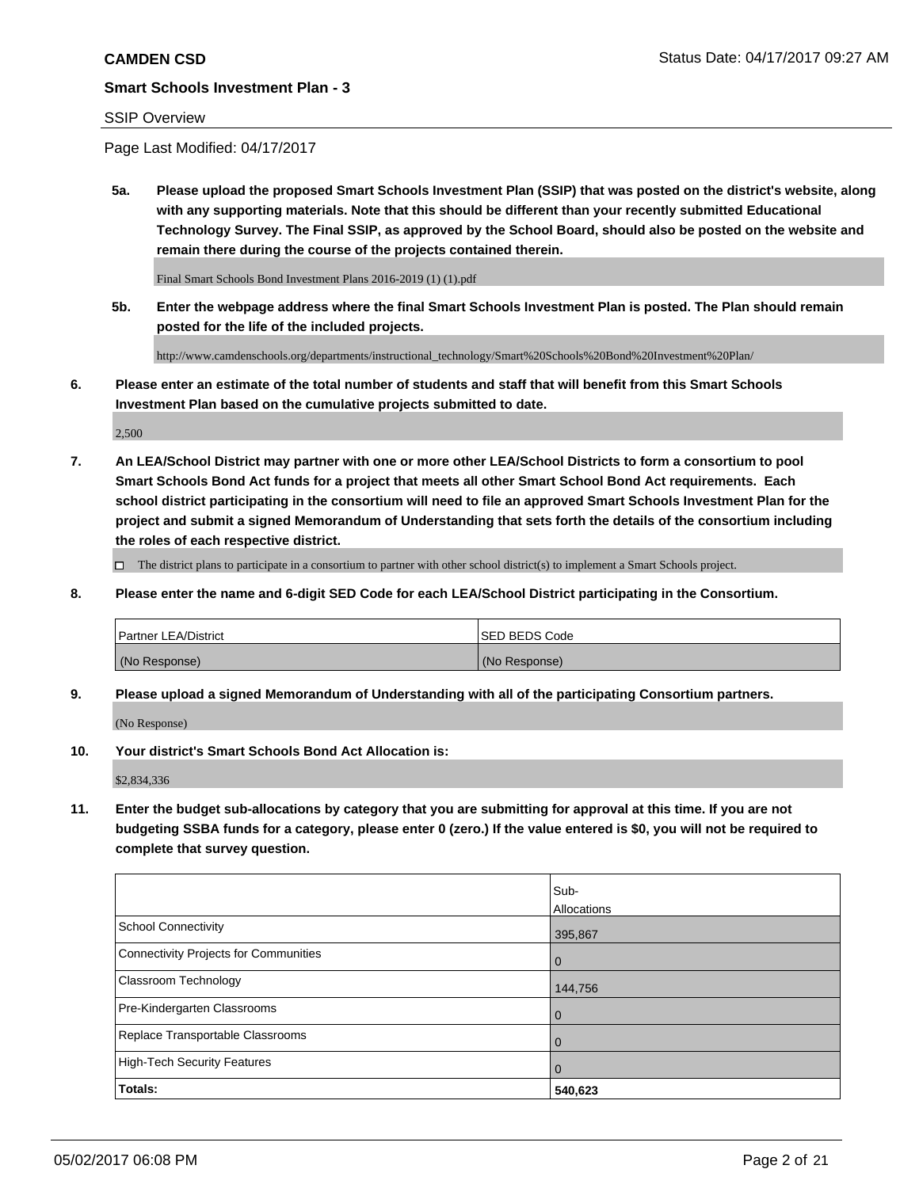**CAMDEN CSD**

**Smart Schools Investment Plan - 3**

SSIP Overview

Page Last Modified: 04/17/2017

**5a. Please upload the proposed Smart Schools Investment Plan (SSIP) that was posted on the district's website, along with any supporting materials. Note that this should be different than your recently submitted Educational Technology Survey. The Final SSIP, as approved by the School Board, should also be posted on the website and remain there during the course of the projects contained therein.**

Final Smart Schools Bond Investment Plans 2016-2019 (1) (1).pdf

**5b. Enter the webpage address where the final Smart Schools Investment Plan is posted. The Plan should remain posted for the life of the included projects.**

http://www.camdenschools.org/departments/instructional_technology/Smart%20Schools%20Bond%20Investment%20Plan/

**6. Please enter an estimate of the total number of students and staff that will benefit from this Smart Schools Investment Plan based on the cumulative projects submitted to date.**

2,500

**7. An LEA/School District may partner with one or more other LEA/School Districts to form a consortium to pool Smart Schools Bond Act funds for a project that meets all other Smart School Bond Act requirements. Each school district participating in the consortium will need to file an approved Smart Schools Investment Plan for the project and submit a signed Memorandum of Understanding that sets forth the details of the consortium including the roles of each respective district.**

☐ The district plans to participate in a consortium to partner with other school district(s) to implement a Smart Schools project.

**8. Please enter the name and 6-digit SED Code for each LEA/School District participating in the Consortium.**

| Partner LEA/District | SED BEDS Code |
|---|---|
| (No Response) | (No Response) |

**9. Please upload a signed Memorandum of Understanding with all of the participating Consortium partners.**

(No Response)

**10. Your district's Smart Schools Bond Act Allocation is:**

$2,834,336

**11. Enter the budget sub-allocations by category that you are submitting for approval at this time. If you are not budgeting SSBA funds for a category, please enter 0 (zero.) If the value entered is $0, you will not be required to complete that survey question.**

| | Sub-Allocations |
|---|---|
| School Connectivity | 395,867 |
| Connectivity Projects for Communities | 0 |
| Classroom Technology | 144,756 |
| Pre-Kindergarten Classrooms | 0 |
| Replace Transportable Classrooms | 0 |
| High-Tech Security Features | 0 |
| **Totals:** | **540,623** |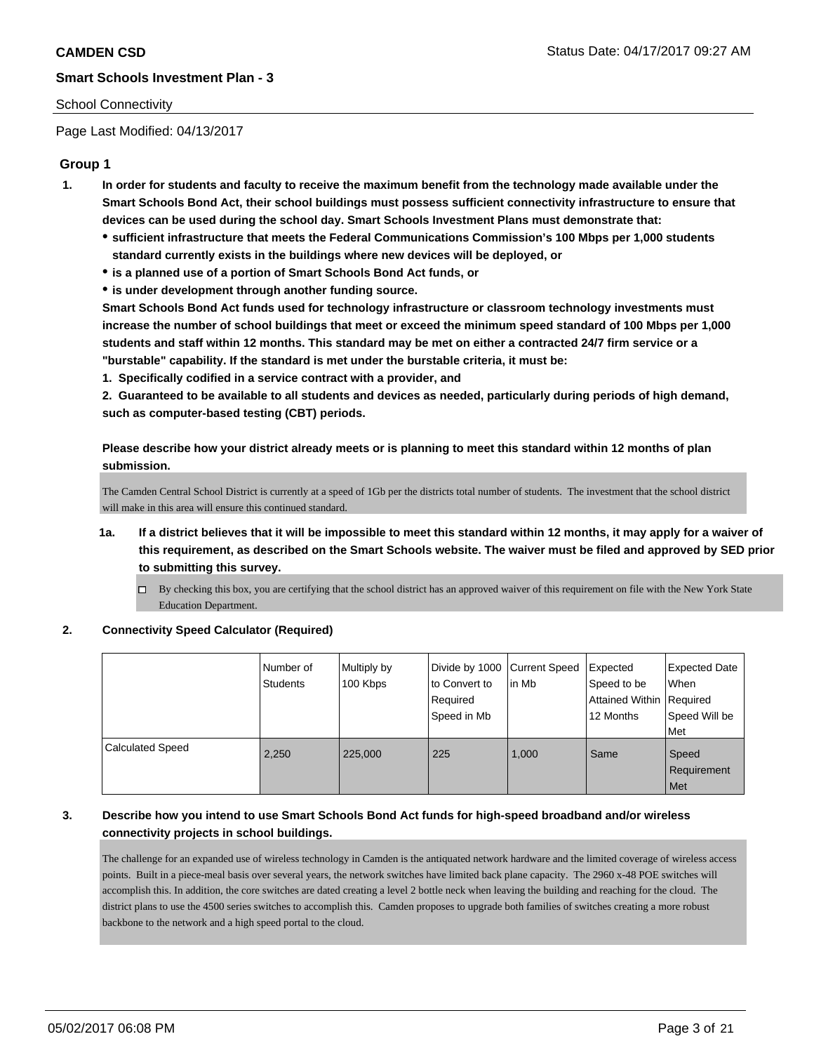## Smart Schools Investment Plan - 3

School Connectivity

Page Last Modified: 04/13/2017

### Group 1

1. **In order for students and faculty to receive the maximum benefit from the technology made available under the Smart Schools Bond Act, their school buildings must possess sufficient connectivity infrastructure to ensure that devices can be used during the school day. Smart Schools Investment Plans must demonstrate that:**
   - **sufficient infrastructure that meets the Federal Communications Commission's 100 Mbps per 1,000 students standard currently exists in the buildings where new devices will be deployed, or**
   - **is a planned use of a portion of Smart Schools Bond Act funds, or**
   - **is under development through another funding source.**

   **Smart Schools Bond Act funds used for technology infrastructure or classroom technology investments must increase the number of school buildings that meet or exceed the minimum speed standard of 100 Mbps per 1,000 students and staff within 12 months. This standard may be met on either a contracted 24/7 firm service or a "burstable" capability. If the standard is met under the burstable criteria, it must be:**

   **1. Specifically codified in a service contract with a provider, and**

   **2. Guaranteed to be available to all students and devices as needed, particularly during periods of high demand, such as computer-based testing (CBT) periods.**

   **Please describe how your district already meets or is planning to meet this standard within 12 months of plan submission.**

   The Camden Central School District is currently at a speed of 1Gb per the districts total number of students. The investment that the school district will make in this area will ensure this continued standard.

   1a. **If a district believes that it will be impossible to meet this standard within 12 months, it may apply for a waiver of this requirement, as described on the Smart Schools website. The waiver must be filed and approved by SED prior to submitting this survey.**

   ☐ By checking this box, you are certifying that the school district has an approved waiver of this requirement on file with the New York State Education Department.

2. **Connectivity Speed Calculator (Required)**

| | Number of Students | Multiply by 100 Kbps | Divide by 1000 to Convert to Required Speed in Mb | Current Speed in Mb | Expected Speed to be Attained Within 12 Months | Expected Date When Required Speed Will be Met |
|---|---|---|---|---|---|---|
| Calculated Speed | 2,250 | 225,000 | 225 | 1,000 | Same | Speed Requirement Met |

3. **Describe how you intend to use Smart Schools Bond Act funds for high-speed broadband and/or wireless connectivity projects in school buildings.**

   The challenge for an expanded use of wireless technology in Camden is the antiquated network hardware and the limited coverage of wireless access points. Built in a piece-meal basis over several years, the network switches have limited back plane capacity. The 2960 x-48 POE switches will accomplish this. In addition, the core switches are dated creating a level 2 bottle neck when leaving the building and reaching for the cloud. The district plans to use the 4500 series switches to accomplish this. Camden proposes to upgrade both families of switches creating a more robust backbone to the network and a high speed portal to the cloud.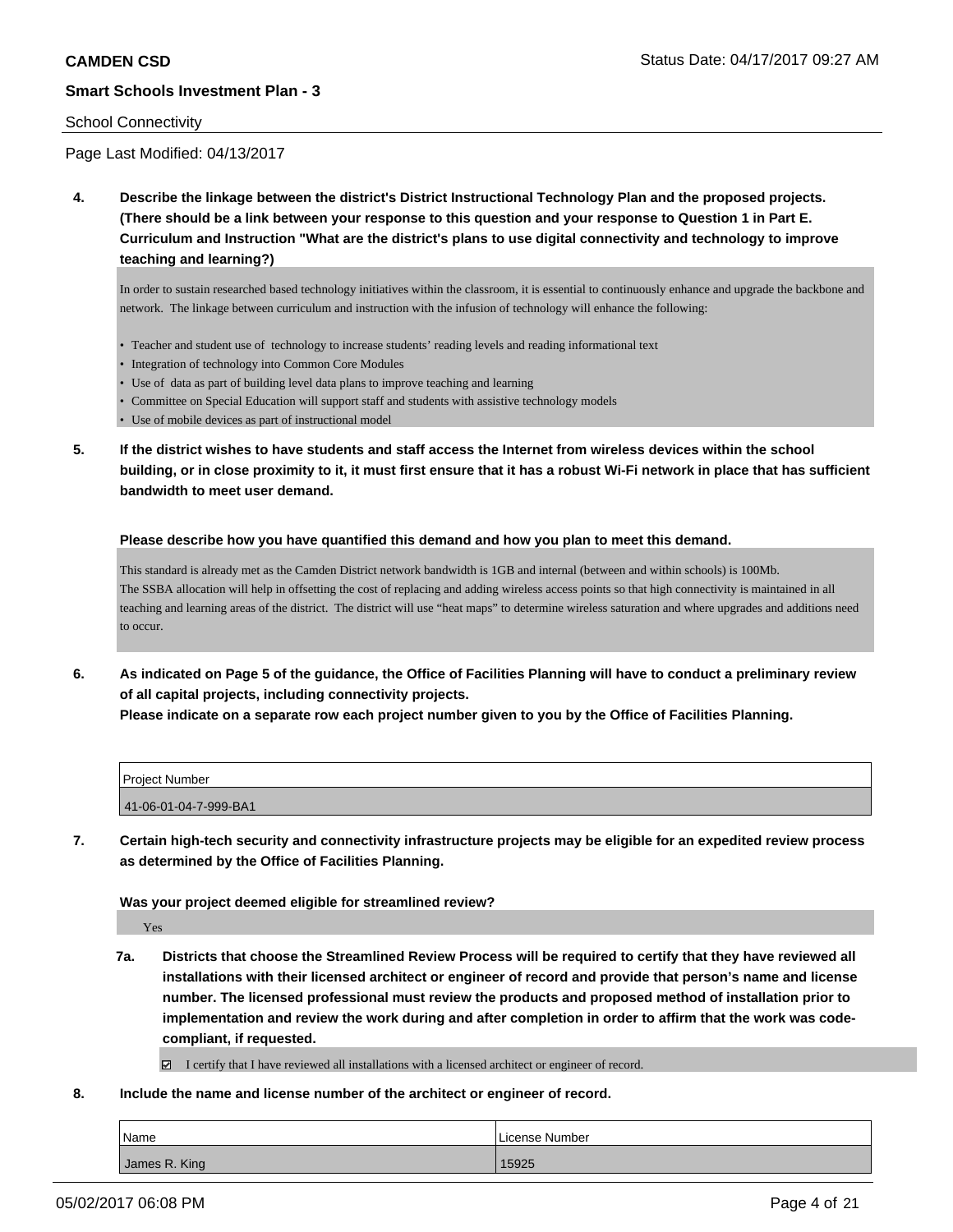School Connectivity

Page Last Modified: 04/13/2017

**4. Describe the linkage between the district's District Instructional Technology Plan and the proposed projects. (There should be a link between your response to this question and your response to Question 1 in Part E. Curriculum and Instruction "What are the district's plans to use digital connectivity and technology to improve teaching and learning?)**

In order to sustain researched based technology initiatives within the classroom, it is essential to continuously enhance and upgrade the backbone and network. The linkage between curriculum and instruction with the infusion of technology will enhance the following:

- Teacher and student use of technology to increase students' reading levels and reading informational text
- Integration of technology into Common Core Modules
- Use of data as part of building level data plans to improve teaching and learning
- Committee on Special Education will support staff and students with assistive technology models
- Use of mobile devices as part of instructional model

**5. If the district wishes to have students and staff access the Internet from wireless devices within the school building, or in close proximity to it, it must first ensure that it has a robust Wi-Fi network in place that has sufficient bandwidth to meet user demand.**

**Please describe how you have quantified this demand and how you plan to meet this demand.**

This standard is already met as the Camden District network bandwidth is 1GB and internal (between and within schools) is 100Mb.
The SSBA allocation will help in offsetting the cost of replacing and adding wireless access points so that high connectivity is maintained in all teaching and learning areas of the district. The district will use "heat maps" to determine wireless saturation and where upgrades and additions need to occur.

**6. As indicated on Page 5 of the guidance, the Office of Facilities Planning will have to conduct a preliminary review of all capital projects, including connectivity projects.**
**Please indicate on a separate row each project number given to you by the Office of Facilities Planning.**

| Project Number |
| --- |
| 41-06-01-04-7-999-BA1 |

**7. Certain high-tech security and connectivity infrastructure projects may be eligible for an expedited review process as determined by the Office of Facilities Planning.**

**Was your project deemed eligible for streamlined review?**

Yes

**7a. Districts that choose the Streamlined Review Process will be required to certify that they have reviewed all installations with their licensed architect or engineer of record and provide that person's name and license number. The licensed professional must review the products and proposed method of installation prior to implementation and review the work during and after completion in order to affirm that the work was code-compliant, if requested.**

☑ I certify that I have reviewed all installations with a licensed architect or engineer of record.

**8. Include the name and license number of the architect or engineer of record.**

| Name | License Number |
| --- | --- |
| James R. King | 15925 |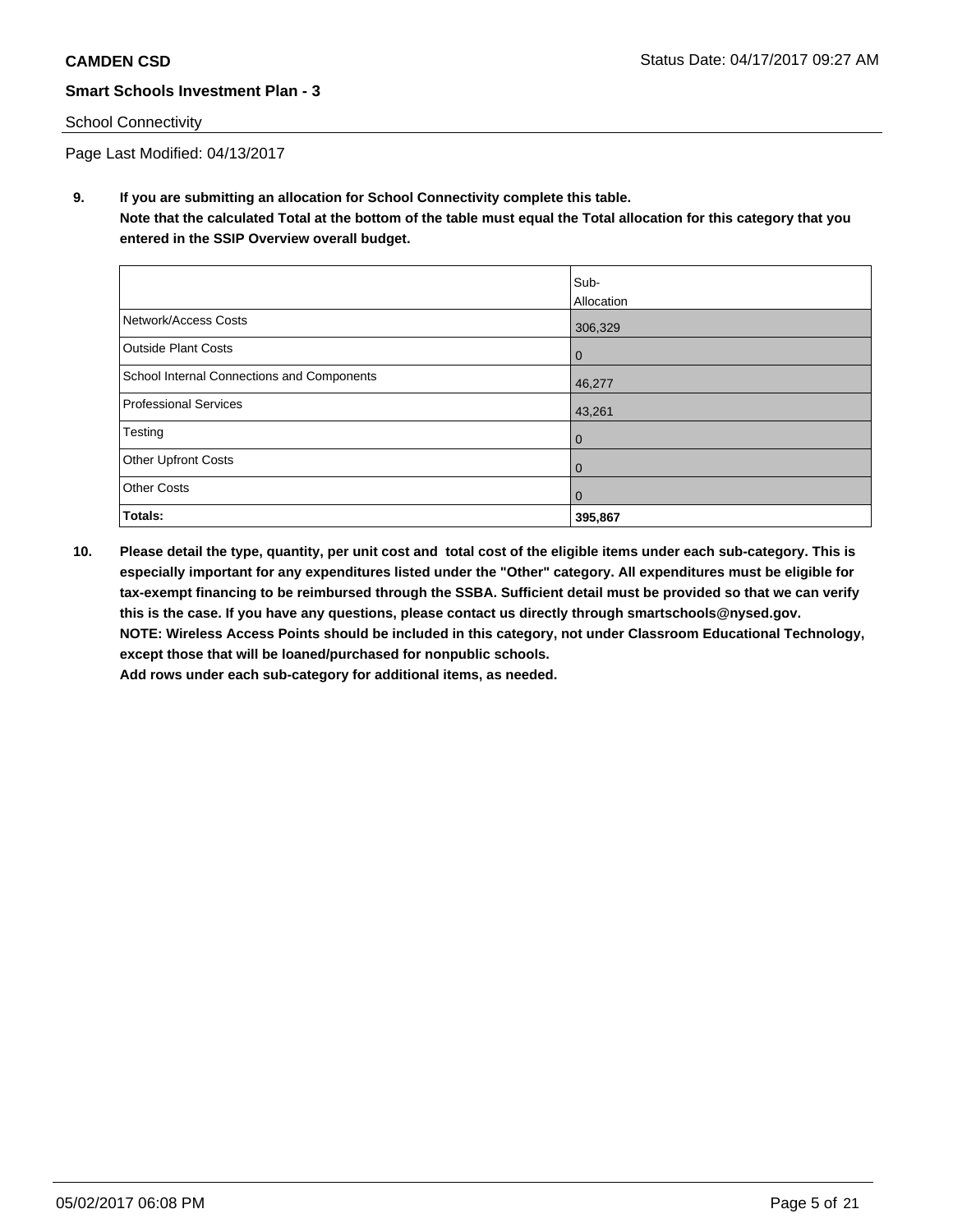School Connectivity

Page Last Modified: 04/13/2017

**9. If you are submitting an allocation for School Connectivity complete this table.**
**Note that the calculated Total at the bottom of the table must equal the Total allocation for this category that you entered in the SSIP Overview overall budget.**

| | Sub-Allocation |
|---|---|
| Network/Access Costs | 306,329 |
| Outside Plant Costs | 0 |
| School Internal Connections and Components | 46,277 |
| Professional Services | 43,261 |
| Testing | 0 |
| Other Upfront Costs | 0 |
| Other Costs | 0 |
| **Totals:** | **395,867** |

**10. Please detail the type, quantity, per unit cost and total cost of the eligible items under each sub-category. This is especially important for any expenditures listed under the "Other" category. All expenditures must be eligible for tax-exempt financing to be reimbursed through the SSBA. Sufficient detail must be provided so that we can verify this is the case. If you have any questions, please contact us directly through smartschools@nysed.gov.**
**NOTE: Wireless Access Points should be included in this category, not under Classroom Educational Technology, except those that will be loaned/purchased for nonpublic schools.**
**Add rows under each sub-category for additional items, as needed.**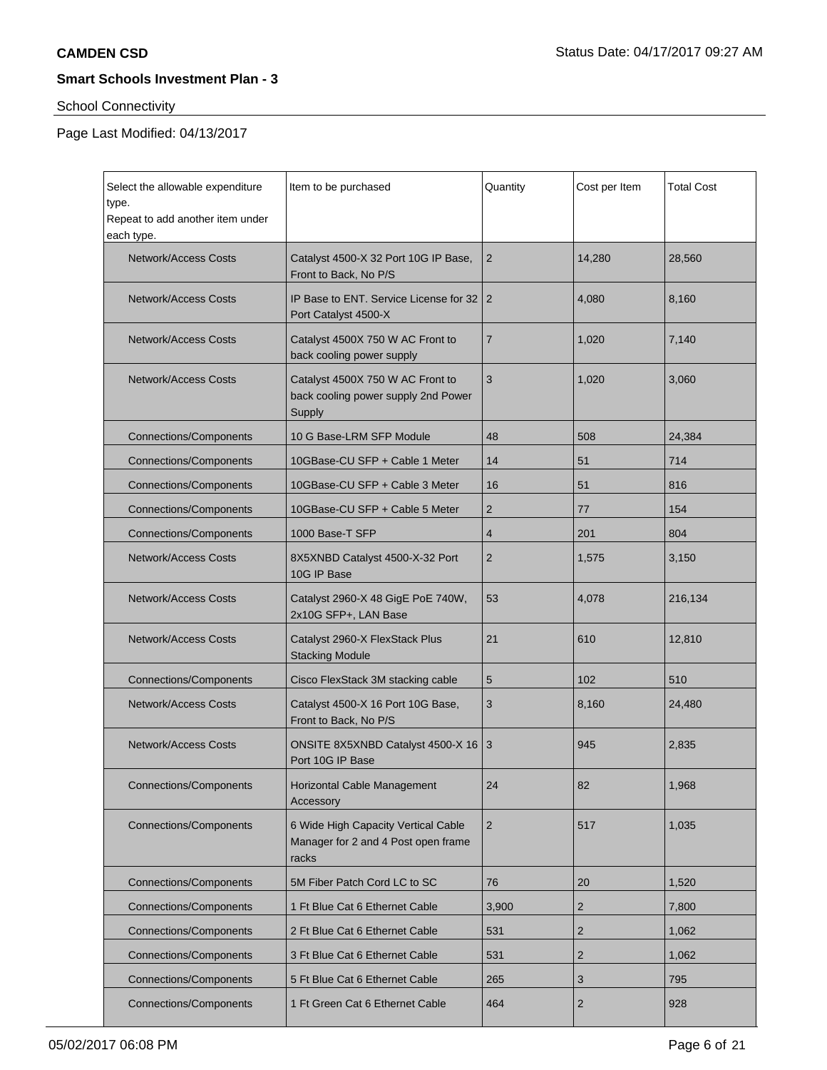**CAMDEN CSD**

Status Date: 04/17/2017 09:27 AM

**Smart Schools Investment Plan - 3**

School Connectivity

Page Last Modified: 04/13/2017

| Select the allowable expenditure type. Repeat to add another item under each type. | Item to be purchased | Quantity | Cost per Item | Total Cost |
|---|---|---|---|---|
| Network/Access Costs | Catalyst 4500-X 32 Port 10G IP Base, Front to Back, No P/S | 2 | 14,280 | 28,560 |
| Network/Access Costs | IP Base to ENT. Service License for 32 Port Catalyst 4500-X | 2 | 4,080 | 8,160 |
| Network/Access Costs | Catalyst 4500X 750 W AC Front to back cooling power supply | 7 | 1,020 | 7,140 |
| Network/Access Costs | Catalyst 4500X 750 W AC Front to back cooling power supply 2nd Power Supply | 3 | 1,020 | 3,060 |
| Connections/Components | 10 G Base-LRM SFP Module | 48 | 508 | 24,384 |
| Connections/Components | 10GBase-CU SFP + Cable 1 Meter | 14 | 51 | 714 |
| Connections/Components | 10GBase-CU SFP + Cable 3 Meter | 16 | 51 | 816 |
| Connections/Components | 10GBase-CU SFP + Cable 5 Meter | 2 | 77 | 154 |
| Connections/Components | 1000 Base-T SFP | 4 | 201 | 804 |
| Network/Access Costs | 8X5XNBD Catalyst 4500-X-32 Port 10G IP Base | 2 | 1,575 | 3,150 |
| Network/Access Costs | Catalyst 2960-X 48 GigE PoE 740W, 2x10G SFP+, LAN Base | 53 | 4,078 | 216,134 |
| Network/Access Costs | Catalyst 2960-X FlexStack Plus Stacking Module | 21 | 610 | 12,810 |
| Connections/Components | Cisco FlexStack 3M stacking cable | 5 | 102 | 510 |
| Network/Access Costs | Catalyst 4500-X 16 Port 10G Base, Front to Back, No P/S | 3 | 8,160 | 24,480 |
| Network/Access Costs | ONSITE 8X5XNBD Catalyst 4500-X 16 Port 10G IP Base | 3 | 945 | 2,835 |
| Connections/Components | Horizontal Cable Management Accessory | 24 | 82 | 1,968 |
| Connections/Components | 6 Wide High Capacity Vertical Cable Manager for 2 and 4 Post open frame racks | 2 | 517 | 1,035 |
| Connections/Components | 5M Fiber Patch Cord LC to SC | 76 | 20 | 1,520 |
| Connections/Components | 1 Ft Blue Cat 6 Ethernet Cable | 3,900 | 2 | 7,800 |
| Connections/Components | 2 Ft Blue Cat 6 Ethernet Cable | 531 | 2 | 1,062 |
| Connections/Components | 3 Ft Blue Cat 6 Ethernet Cable | 531 | 2 | 1,062 |
| Connections/Components | 5 Ft Blue Cat 6 Ethernet Cable | 265 | 3 | 795 |
| Connections/Components | 1 Ft Green Cat 6 Ethernet Cable | 464 | 2 | 928 |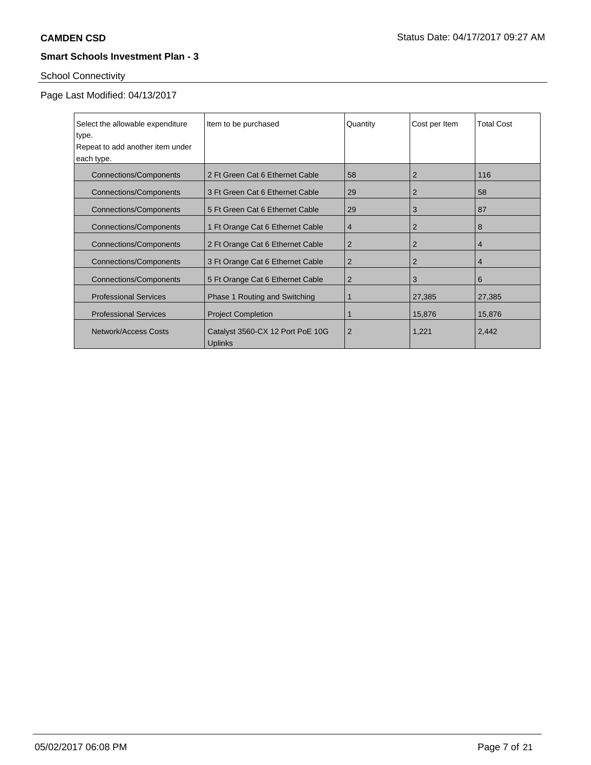**CAMDEN CSD**

Status Date: 04/17/2017 09:27 AM

**Smart Schools Investment Plan - 3**

School Connectivity

Page Last Modified: 04/13/2017

| Select the allowable expenditure type. Repeat to add another item under each type. | Item to be purchased | Quantity | Cost per Item | Total Cost |
|---|---|---|---|---|
| Connections/Components | 2 Ft Green Cat 6 Ethernet Cable | 58 | 2 | 116 |
| Connections/Components | 3 Ft Green Cat 6 Ethernet Cable | 29 | 2 | 58 |
| Connections/Components | 5 Ft Green Cat 6 Ethernet Cable | 29 | 3 | 87 |
| Connections/Components | 1 Ft Orange Cat 6 Ethernet Cable | 4 | 2 | 8 |
| Connections/Components | 2 Ft Orange Cat 6 Ethernet Cable | 2 | 2 | 4 |
| Connections/Components | 3 Ft Orange Cat 6 Ethernet Cable | 2 | 2 | 4 |
| Connections/Components | 5 Ft Orange Cat 6 Ethernet Cable | 2 | 3 | 6 |
| Professional Services | Phase 1 Routing and Switching | 1 | 27,385 | 27,385 |
| Professional Services | Project Completion | 1 | 15,876 | 15,876 |
| Network/Access Costs | Catalyst 3560-CX 12 Port PoE 10G Uplinks | 2 | 1,221 | 2,442 |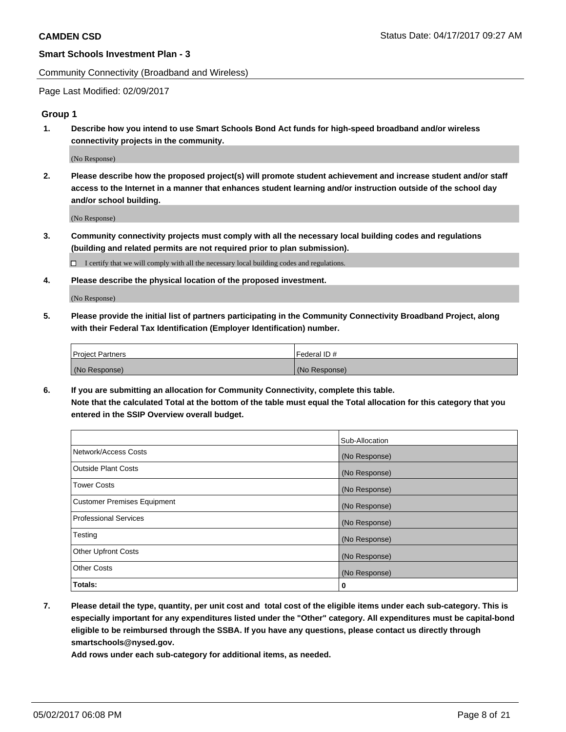**CAMDEN CSD** Status Date: 04/17/2017 09:27 AM

**Smart Schools Investment Plan - 3**

Community Connectivity (Broadband and Wireless)

Page Last Modified: 02/09/2017

### Group 1

1. **Describe how you intend to use Smart Schools Bond Act funds for high-speed broadband and/or wireless connectivity projects in the community.**

   (No Response)

2. **Please describe how the proposed project(s) will promote student achievement and increase student and/or staff access to the Internet in a manner that enhances student learning and/or instruction outside of the school day and/or school building.**

   (No Response)

3. **Community connectivity projects must comply with all the necessary local building codes and regulations (building and related permits are not required prior to plan submission).**

   ☐ I certify that we will comply with all the necessary local building codes and regulations.

4. **Please describe the physical location of the proposed investment.**

   (No Response)

5. **Please provide the initial list of partners participating in the Community Connectivity Broadband Project, along with their Federal Tax Identification (Employer Identification) number.**

| Project Partners | Federal ID # |
|---|---|
| (No Response) | (No Response) |

6. **If you are submitting an allocation for Community Connectivity, complete this table.**
   **Note that the calculated Total at the bottom of the table must equal the Total allocation for this category that you entered in the SSIP Overview overall budget.**

| | Sub-Allocation |
|---|---|
| Network/Access Costs | (No Response) |
| Outside Plant Costs | (No Response) |
| Tower Costs | (No Response) |
| Customer Premises Equipment | (No Response) |
| Professional Services | (No Response) |
| Testing | (No Response) |
| Other Upfront Costs | (No Response) |
| Other Costs | (No Response) |
| **Totals:** | **0** |

7. **Please detail the type, quantity, per unit cost and total cost of the eligible items under each sub-category. This is especially important for any expenditures listed under the "Other" category. All expenditures must be capital-bond eligible to be reimbursed through the SSBA. If you have any questions, please contact us directly through smartschools@nysed.gov.**
   **Add rows under each sub-category for additional items, as needed.**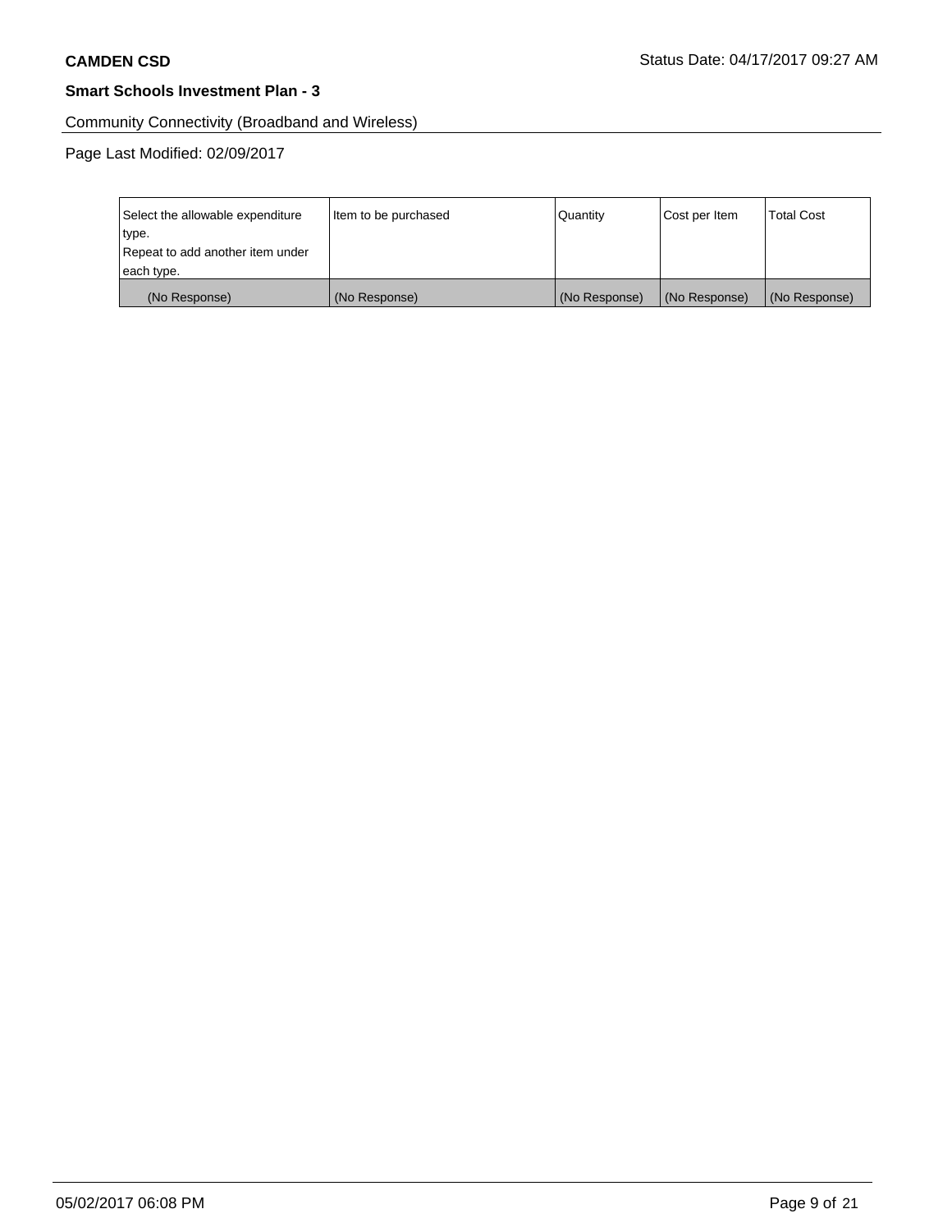**Smart Schools Investment Plan - 3**

Community Connectivity (Broadband and Wireless)

Page Last Modified: 02/09/2017

| Select the allowable expenditure type.<br>Repeat to add another item under each type. | Item to be purchased | Quantity | Cost per Item | Total Cost |
| --- | --- | --- | --- | --- |
| (No Response) | (No Response) | (No Response) | (No Response) | (No Response) |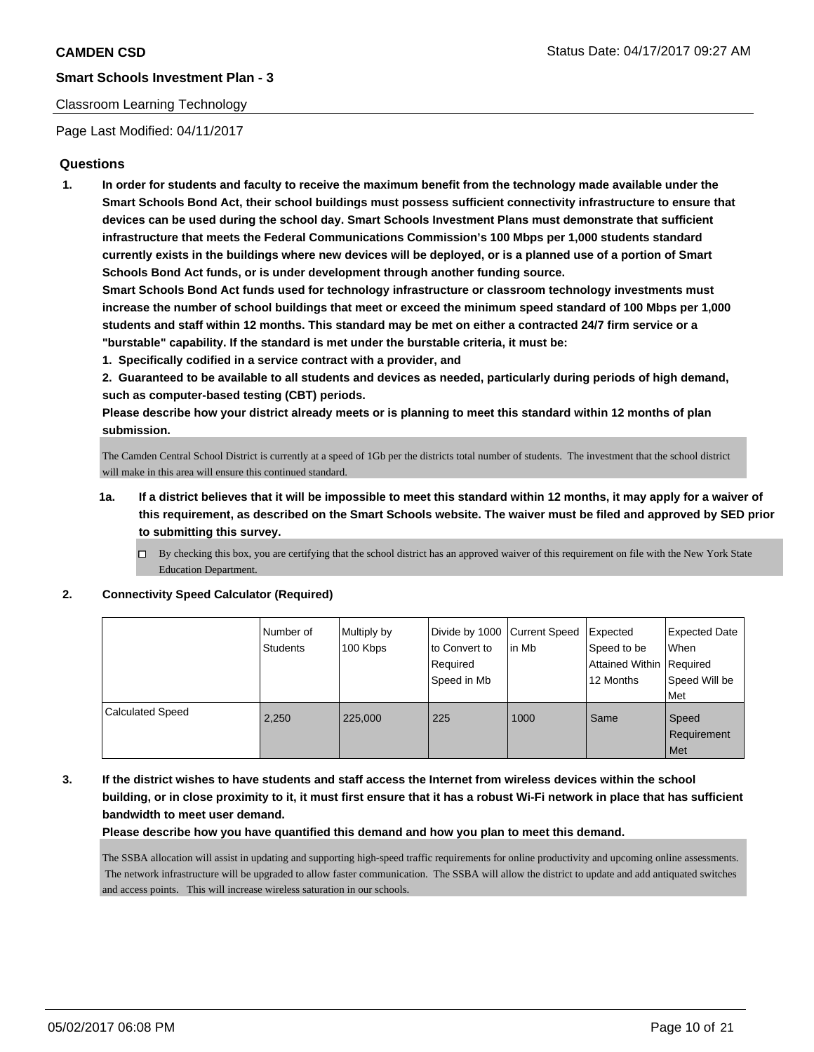**CAMDEN CSD**

**Smart Schools Investment Plan - 3**

Classroom Learning Technology

Page Last Modified: 04/11/2017

## Questions

1. **In order for students and faculty to receive the maximum benefit from the technology made available under the Smart Schools Bond Act, their school buildings must possess sufficient connectivity infrastructure to ensure that devices can be used during the school day. Smart Schools Investment Plans must demonstrate that sufficient infrastructure that meets the Federal Communications Commission's 100 Mbps per 1,000 students standard currently exists in the buildings where new devices will be deployed, or is a planned use of a portion of Smart Schools Bond Act funds, or is under development through another funding source.**
   **Smart Schools Bond Act funds used for technology infrastructure or classroom technology investments must increase the number of school buildings that meet or exceed the minimum speed standard of 100 Mbps per 1,000 students and staff within 12 months. This standard may be met on either a contracted 24/7 firm service or a "burstable" capability. If the standard is met under the burstable criteria, it must be:**
   **1. Specifically codified in a service contract with a provider, and**
   **2. Guaranteed to be available to all students and devices as needed, particularly during periods of high demand, such as computer-based testing (CBT) periods.**
   **Please describe how your district already meets or is planning to meet this standard within 12 months of plan submission.**

   The Camden Central School District is currently at a speed of 1Gb per the districts total number of students. The investment that the school district will make in this area will ensure this continued standard.

   1a. **If a district believes that it will be impossible to meet this standard within 12 months, it may apply for a waiver of this requirement, as described on the Smart Schools website. The waiver must be filed and approved by SED prior to submitting this survey.**

   ☐ By checking this box, you are certifying that the school district has an approved waiver of this requirement on file with the New York State Education Department.

2. **Connectivity Speed Calculator (Required)**

| | Number of Students | Multiply by 100 Kbps | Divide by 1000 to Convert to Required Speed in Mb | Current Speed in Mb | Expected Speed to be Attained Within 12 Months | Expected Date When Required Speed Will be Met |
|---|---|---|---|---|---|---|
| Calculated Speed | 2,250 | 225,000 | 225 | 1000 | Same | Speed Requirement Met |

3. **If the district wishes to have students and staff access the Internet from wireless devices within the school building, or in close proximity to it, it must first ensure that it has a robust Wi-Fi network in place that has sufficient bandwidth to meet user demand.**
   **Please describe how you have quantified this demand and how you plan to meet this demand.**

   The SSBA allocation will assist in updating and supporting high-speed traffic requirements for online productivity and upcoming online assessments. The network infrastructure will be upgraded to allow faster communication. The SSBA will allow the district to update and add antiquated switches and access points. This will increase wireless saturation in our schools.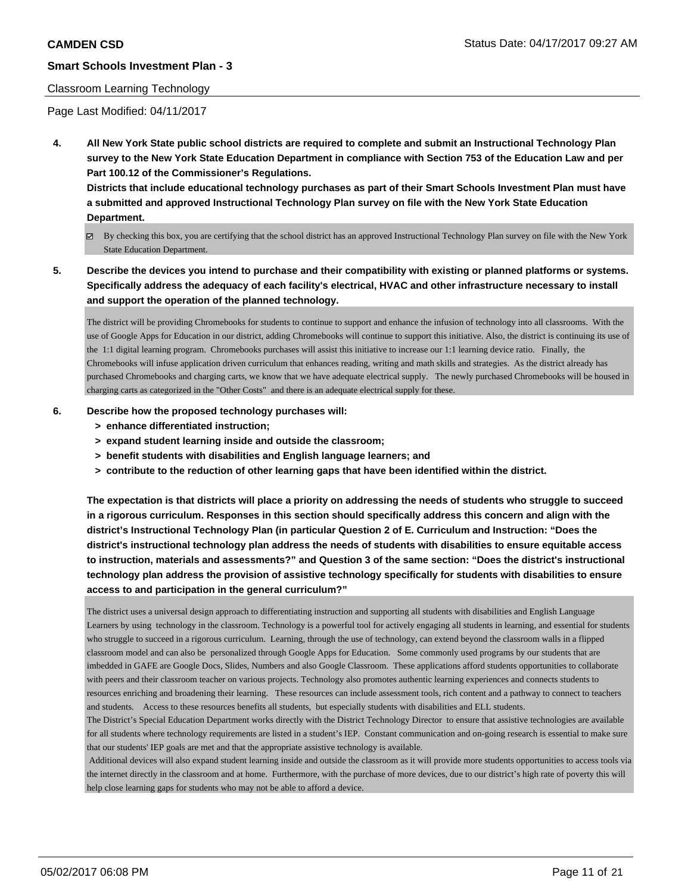Classroom Learning Technology

Page Last Modified: 04/11/2017

**4. All New York State public school districts are required to complete and submit an Instructional Technology Plan survey to the New York State Education Department in compliance with Section 753 of the Education Law and per Part 100.12 of the Commissioner's Regulations.**

**Districts that include educational technology purchases as part of their Smart Schools Investment Plan must have a submitted and approved Instructional Technology Plan survey on file with the New York State Education Department.**

☑ By checking this box, you are certifying that the school district has an approved Instructional Technology Plan survey on file with the New York State Education Department.

**5. Describe the devices you intend to purchase and their compatibility with existing or planned platforms or systems. Specifically address the adequacy of each facility's electrical, HVAC and other infrastructure necessary to install and support the operation of the planned technology.**

The district will be providing Chromebooks for students to continue to support and enhance the infusion of technology into all classrooms. With the use of Google Apps for Education in our district, adding Chromebooks will continue to support this initiative. Also, the district is continuing its use of the 1:1 digital learning program. Chromebooks purchases will assist this initiative to increase our 1:1 learning device ratio. Finally, the Chromebooks will infuse application driven curriculum that enhances reading, writing and math skills and strategies. As the district already has purchased Chromebooks and charging carts, we know that we have adequate electrical supply. The newly purchased Chromebooks will be housed in charging carts as categorized in the "Other Costs" and there is an adequate electrical supply for these.

**6. Describe how the proposed technology purchases will:**

- **> enhance differentiated instruction;**
- **> expand student learning inside and outside the classroom;**
- **> benefit students with disabilities and English language learners; and**
- **> contribute to the reduction of other learning gaps that have been identified within the district.**

**The expectation is that districts will place a priority on addressing the needs of students who struggle to succeed in a rigorous curriculum. Responses in this section should specifically address this concern and align with the district's Instructional Technology Plan (in particular Question 2 of E. Curriculum and Instruction: "Does the district's instructional technology plan address the needs of students with disabilities to ensure equitable access to instruction, materials and assessments?" and Question 3 of the same section: "Does the district's instructional technology plan address the provision of assistive technology specifically for students with disabilities to ensure access to and participation in the general curriculum?"**

The district uses a universal design approach to differentiating instruction and supporting all students with disabilities and English Language Learners by using technology in the classroom. Technology is a powerful tool for actively engaging all students in learning, and essential for students who struggle to succeed in a rigorous curriculum. Learning, through the use of technology, can extend beyond the classroom walls in a flipped classroom model and can also be personalized through Google Apps for Education. Some commonly used programs by our students that are imbedded in GAFE are Google Docs, Slides, Numbers and also Google Classroom. These applications afford students opportunities to collaborate with peers and their classroom teacher on various projects. Technology also promotes authentic learning experiences and connects students to resources enriching and broadening their learning. These resources can include assessment tools, rich content and a pathway to connect to teachers and students. Access to these resources benefits all students, but especially students with disabilities and ELL students.

The District's Special Education Department works directly with the District Technology Director to ensure that assistive technologies are available for all students where technology requirements are listed in a student's IEP. Constant communication and on-going research is essential to make sure that our students' IEP goals are met and that the appropriate assistive technology is available.

Additional devices will also expand student learning inside and outside the classroom as it will provide more students opportunities to access tools via the internet directly in the classroom and at home. Furthermore, with the purchase of more devices, due to our district's high rate of poverty this will help close learning gaps for students who may not be able to afford a device.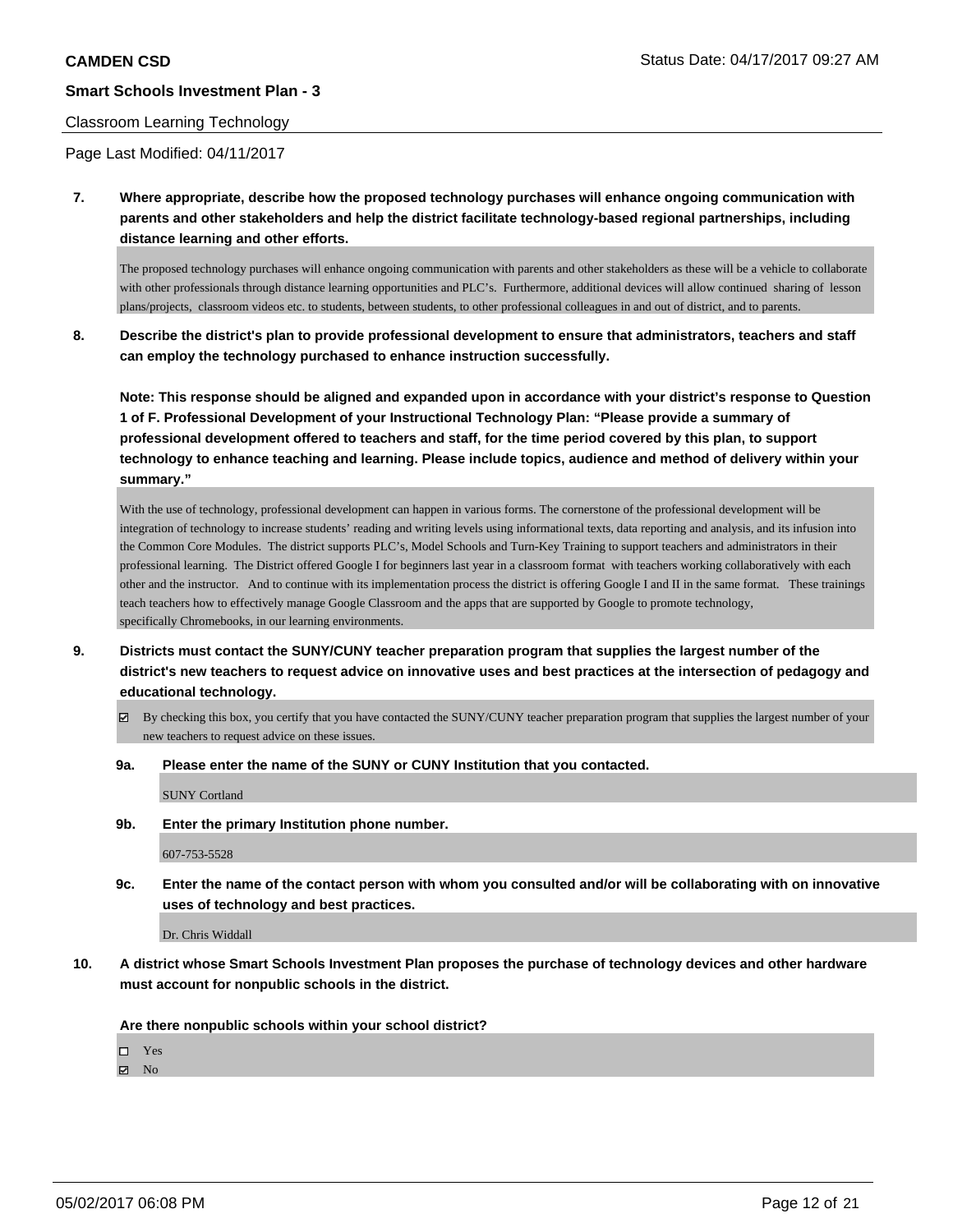**CAMDEN CSD**

**Smart Schools Investment Plan - 3**

Classroom Learning Technology

Page Last Modified: 04/11/2017

**7. Where appropriate, describe how the proposed technology purchases will enhance ongoing communication with parents and other stakeholders and help the district facilitate technology-based regional partnerships, including distance learning and other efforts.**

The proposed technology purchases will enhance ongoing communication with parents and other stakeholders as these will be a vehicle to collaborate with other professionals through distance learning opportunities and PLC's. Furthermore, additional devices will allow continued sharing of lesson plans/projects, classroom videos etc. to students, between students, to other professional colleagues in and out of district, and to parents.

**8. Describe the district's plan to provide professional development to ensure that administrators, teachers and staff can employ the technology purchased to enhance instruction successfully.**

**Note: This response should be aligned and expanded upon in accordance with your district's response to Question 1 of F. Professional Development of your Instructional Technology Plan: "Please provide a summary of professional development offered to teachers and staff, for the time period covered by this plan, to support technology to enhance teaching and learning. Please include topics, audience and method of delivery within your summary."**

With the use of technology, professional development can happen in various forms. The cornerstone of the professional development will be integration of technology to increase students' reading and writing levels using informational texts, data reporting and analysis, and its infusion into the Common Core Modules. The district supports PLC's, Model Schools and Turn-Key Training to support teachers and administrators in their professional learning. The District offered Google I for beginners last year in a classroom format with teachers working collaboratively with each other and the instructor. And to continue with its implementation process the district is offering Google I and II in the same format. These trainings teach teachers how to effectively manage Google Classroom and the apps that are supported by Google to promote technology, specifically Chromebooks, in our learning environments.

**9. Districts must contact the SUNY/CUNY teacher preparation program that supplies the largest number of the district's new teachers to request advice on innovative uses and best practices at the intersection of pedagogy and educational technology.**

☑ By checking this box, you certify that you have contacted the SUNY/CUNY teacher preparation program that supplies the largest number of your new teachers to request advice on these issues.

**9a. Please enter the name of the SUNY or CUNY Institution that you contacted.**

SUNY Cortland

**9b. Enter the primary Institution phone number.**

607-753-5528

**9c. Enter the name of the contact person with whom you consulted and/or will be collaborating with on innovative uses of technology and best practices.**

Dr. Chris Widdall

**10. A district whose Smart Schools Investment Plan proposes the purchase of technology devices and other hardware must account for nonpublic schools in the district.**

**Are there nonpublic schools within your school district?**

☐ Yes
☑ No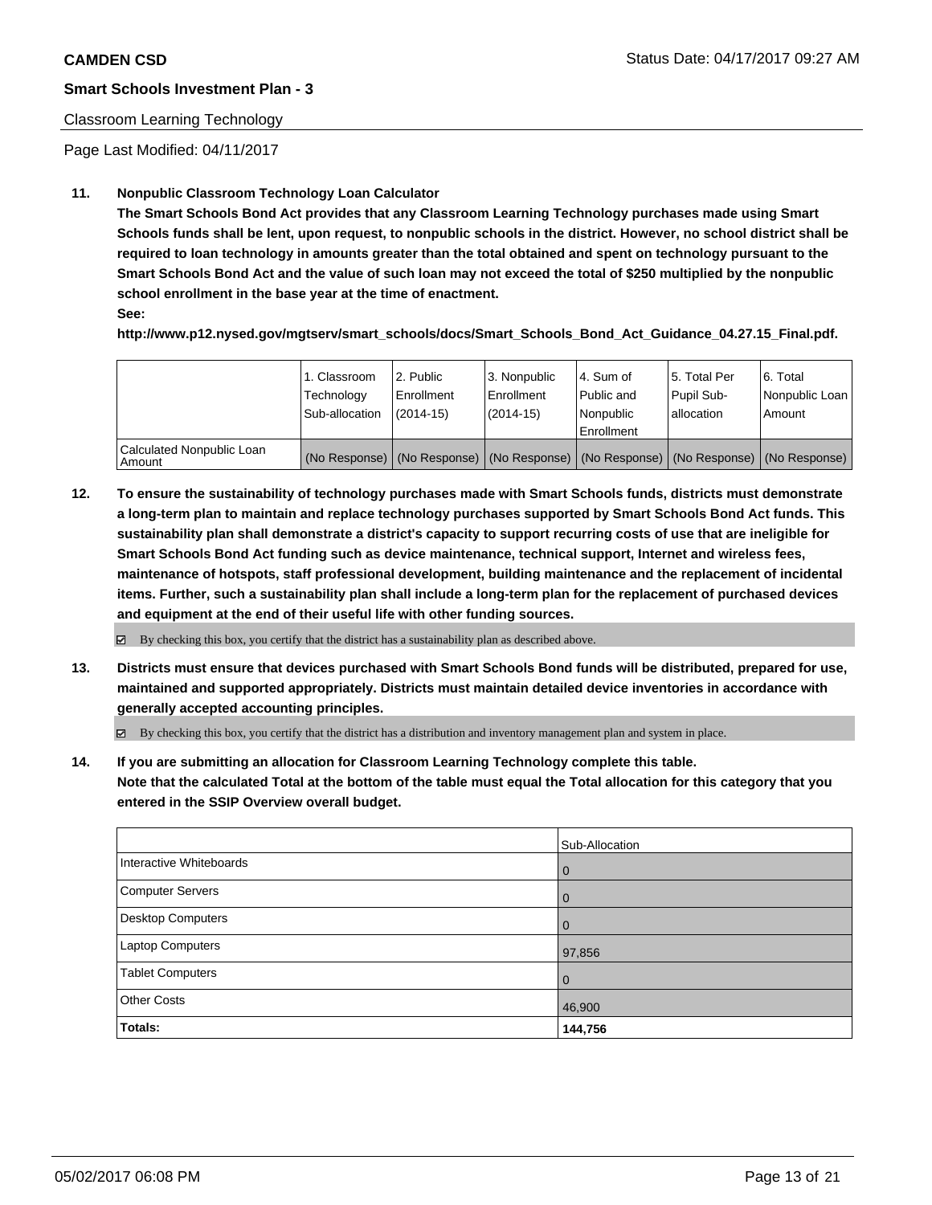**CAMDEN CSD** Status Date: 04/17/2017 09:27 AM

**Smart Schools Investment Plan - 3**

Classroom Learning Technology

Page Last Modified: 04/11/2017

**11. Nonpublic Classroom Technology Loan Calculator**

**The Smart Schools Bond Act provides that any Classroom Learning Technology purchases made using Smart Schools funds shall be lent, upon request, to nonpublic schools in the district. However, no school district shall be required to loan technology in amounts greater than the total obtained and spent on technology pursuant to the Smart Schools Bond Act and the value of such loan may not exceed the total of $250 multiplied by the nonpublic school enrollment in the base year at the time of enactment.**

**See:**

**http://www.p12.nysed.gov/mgtserv/smart_schools/docs/Smart_Schools_Bond_Act_Guidance_04.27.15_Final.pdf.**

| | 1. Classroom Technology Sub-allocation | 2. Public Enrollment (2014-15) | 3. Nonpublic Enrollment (2014-15) | 4. Sum of Public and Nonpublic Enrollment | 5. Total Per Pupil Sub-allocation | 6. Total Nonpublic Loan Amount |
|---|---|---|---|---|---|---|
| Calculated Nonpublic Loan Amount | (No Response) | (No Response) | (No Response) | (No Response) | (No Response) | (No Response) |

**12. To ensure the sustainability of technology purchases made with Smart Schools funds, districts must demonstrate a long-term plan to maintain and replace technology purchases supported by Smart Schools Bond Act funds. This sustainability plan shall demonstrate a district's capacity to support recurring costs of use that are ineligible for Smart Schools Bond Act funding such as device maintenance, technical support, Internet and wireless fees, maintenance of hotspots, staff professional development, building maintenance and the replacement of incidental items. Further, such a sustainability plan shall include a long-term plan for the replacement of purchased devices and equipment at the end of their useful life with other funding sources.**

☑ By checking this box, you certify that the district has a sustainability plan as described above.

**13. Districts must ensure that devices purchased with Smart Schools Bond funds will be distributed, prepared for use, maintained and supported appropriately. Districts must maintain detailed device inventories in accordance with generally accepted accounting principles.**

☑ By checking this box, you certify that the district has a distribution and inventory management plan and system in place.

**14. If you are submitting an allocation for Classroom Learning Technology complete this table.**
**Note that the calculated Total at the bottom of the table must equal the Total allocation for this category that you entered in the SSIP Overview overall budget.**

| | Sub-Allocation |
|---|---|
| Interactive Whiteboards | 0 |
| Computer Servers | 0 |
| Desktop Computers | 0 |
| Laptop Computers | 97,856 |
| Tablet Computers | 0 |
| Other Costs | 46,900 |
| **Totals:** | **144,756** |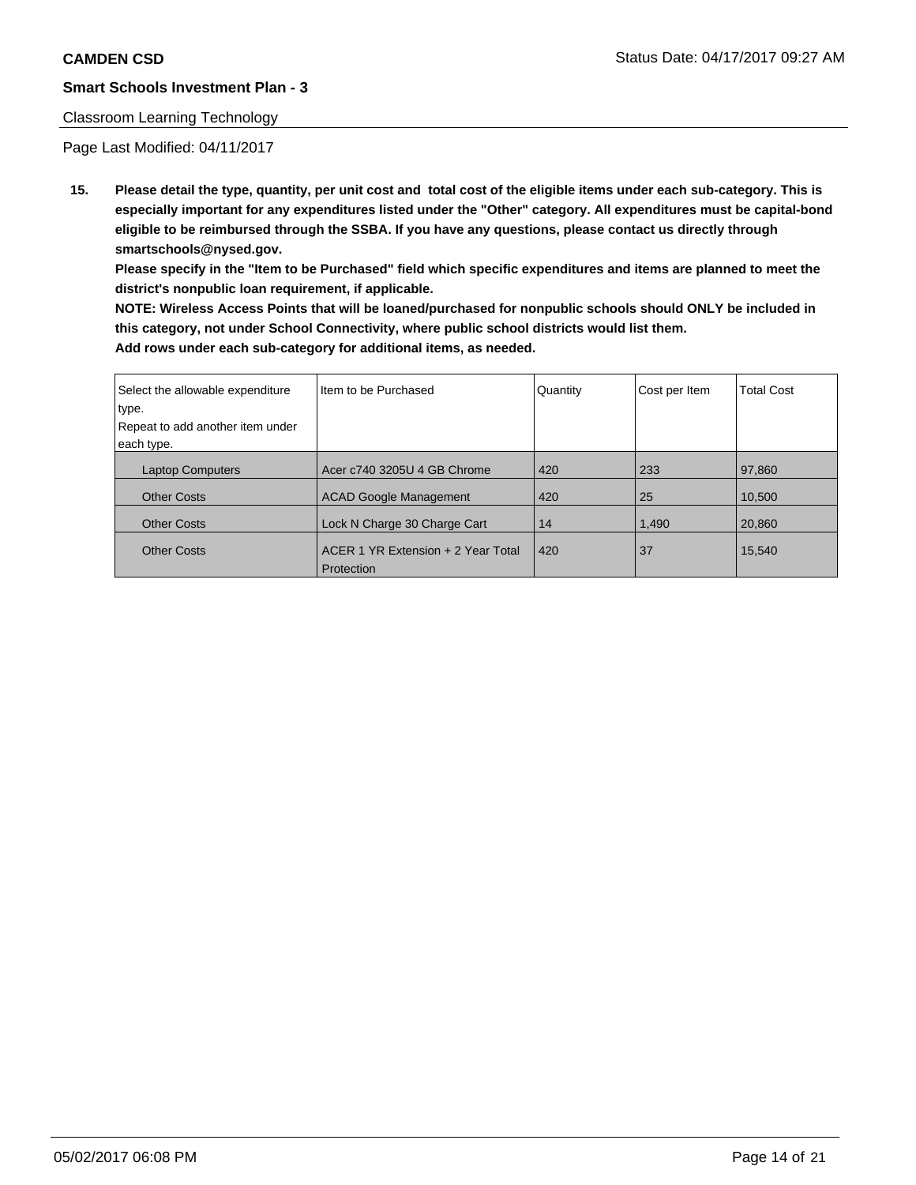**CAMDEN CSD**

**Smart Schools Investment Plan - 3**

Classroom Learning Technology

Page Last Modified: 04/11/2017

**15. Please detail the type, quantity, per unit cost and total cost of the eligible items under each sub-category. This is especially important for any expenditures listed under the "Other" category. All expenditures must be capital-bond eligible to be reimbursed through the SSBA. If you have any questions, please contact us directly through smartschools@nysed.gov.**

**Please specify in the "Item to be Purchased" field which specific expenditures and items are planned to meet the district's nonpublic loan requirement, if applicable.**

**NOTE: Wireless Access Points that will be loaned/purchased for nonpublic schools should ONLY be included in this category, not under School Connectivity, where public school districts would list them.**

**Add rows under each sub-category for additional items, as needed.**

| Select the allowable expenditure type. Repeat to add another item under each type. | Item to be Purchased | Quantity | Cost per Item | Total Cost |
|---|---|---|---|---|
| Laptop Computers | Acer c740 3205U 4 GB Chrome | 420 | 233 | 97,860 |
| Other Costs | ACAD Google Management | 420 | 25 | 10,500 |
| Other Costs | Lock N Charge 30 Charge Cart | 14 | 1,490 | 20,860 |
| Other Costs | ACER 1 YR Extension + 2 Year Total Protection | 420 | 37 | 15,540 |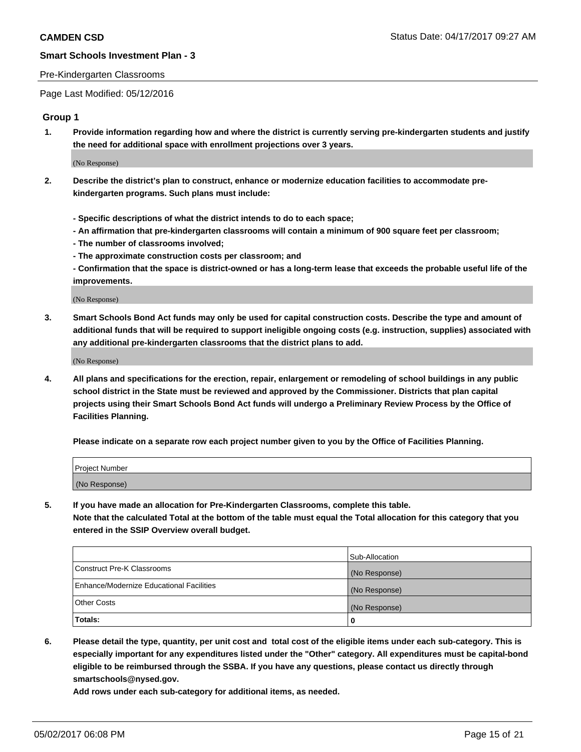Pre-Kindergarten Classrooms

Page Last Modified: 05/12/2016

## Group 1

1. **Provide information regarding how and where the district is currently serving pre-kindergarten students and justify the need for additional space with enrollment projections over 3 years.**

   (No Response)

2. **Describe the district's plan to construct, enhance or modernize education facilities to accommodate pre-kindergarten programs. Such plans must include:**

   **- Specific descriptions of what the district intends to do to each space;**
   **- An affirmation that pre-kindergarten classrooms will contain a minimum of 900 square feet per classroom;**
   **- The number of classrooms involved;**
   **- The approximate construction costs per classroom; and**
   **- Confirmation that the space is district-owned or has a long-term lease that exceeds the probable useful life of the improvements.**

   (No Response)

3. **Smart Schools Bond Act funds may only be used for capital construction costs. Describe the type and amount of additional funds that will be required to support ineligible ongoing costs (e.g. instruction, supplies) associated with any additional pre-kindergarten classrooms that the district plans to add.**

   (No Response)

4. **All plans and specifications for the erection, repair, enlargement or remodeling of school buildings in any public school district in the State must be reviewed and approved by the Commissioner. Districts that plan capital projects using their Smart Schools Bond Act funds will undergo a Preliminary Review Process by the Office of Facilities Planning.**

   **Please indicate on a separate row each project number given to you by the Office of Facilities Planning.**

| Project Number |
| --- |
| (No Response) |

5. **If you have made an allocation for Pre-Kindergarten Classrooms, complete this table.**
   **Note that the calculated Total at the bottom of the table must equal the Total allocation for this category that you entered in the SSIP Overview overall budget.**

| | Sub-Allocation |
| --- | --- |
| Construct Pre-K Classrooms | (No Response) |
| Enhance/Modernize Educational Facilities | (No Response) |
| Other Costs | (No Response) |
| **Totals:** | **0** |

6. **Please detail the type, quantity, per unit cost and total cost of the eligible items under each sub-category. This is especially important for any expenditures listed under the "Other" category. All expenditures must be capital-bond eligible to be reimbursed through the SSBA. If you have any questions, please contact us directly through smartschools@nysed.gov.**

   **Add rows under each sub-category for additional items, as needed.**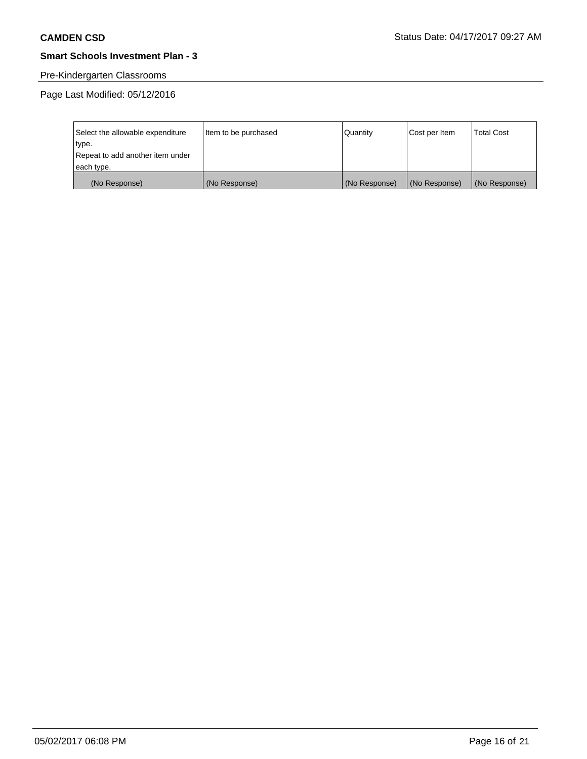**CAMDEN CSD**

Status Date: 04/17/2017 09:27 AM

**Smart Schools Investment Plan - 3**

Pre-Kindergarten Classrooms

Page Last Modified: 05/12/2016

| Select the allowable expenditure type. Repeat to add another item under each type. | Item to be purchased | Quantity | Cost per Item | Total Cost |
|---|---|---|---|---|
| (No Response) | (No Response) | (No Response) | (No Response) | (No Response) |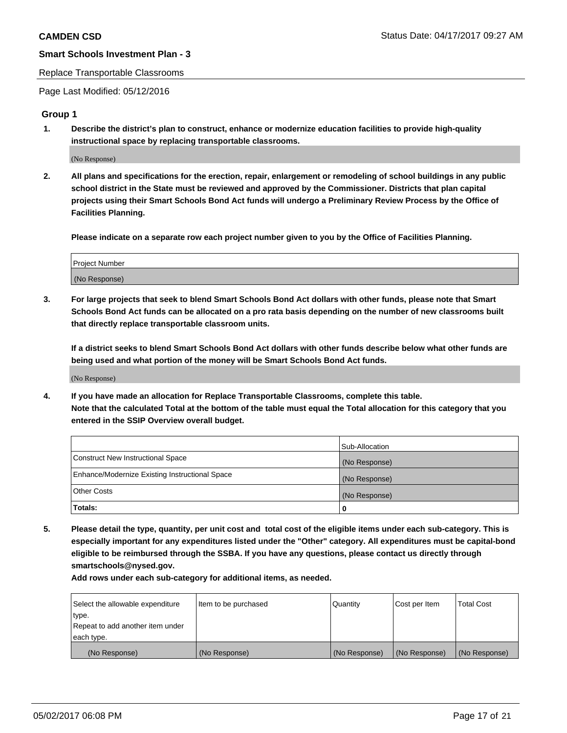**CAMDEN CSD** Status Date: 04/17/2017 09:27 AM

**Smart Schools Investment Plan - 3**

Replace Transportable Classrooms

Page Last Modified: 05/12/2016

## Group 1

**1. Describe the district's plan to construct, enhance or modernize education facilities to provide high-quality instructional space by replacing transportable classrooms.**

(No Response)

**2. All plans and specifications for the erection, repair, enlargement or remodeling of school buildings in any public school district in the State must be reviewed and approved by the Commissioner. Districts that plan capital projects using their Smart Schools Bond Act funds will undergo a Preliminary Review Process by the Office of Facilities Planning.**

**Please indicate on a separate row each project number given to you by the Office of Facilities Planning.**

| Project Number |
| --- |
| (No Response) |

**3. For large projects that seek to blend Smart Schools Bond Act dollars with other funds, please note that Smart Schools Bond Act funds can be allocated on a pro rata basis depending on the number of new classrooms built that directly replace transportable classroom units.**

**If a district seeks to blend Smart Schools Bond Act dollars with other funds describe below what other funds are being used and what portion of the money will be Smart Schools Bond Act funds.**

(No Response)

**4. If you have made an allocation for Replace Transportable Classrooms, complete this table.**
**Note that the calculated Total at the bottom of the table must equal the Total allocation for this category that you entered in the SSIP Overview overall budget.**

| | Sub-Allocation |
| --- | --- |
| Construct New Instructional Space | (No Response) |
| Enhance/Modernize Existing Instructional Space | (No Response) |
| Other Costs | (No Response) |
| **Totals:** | **0** |

**5. Please detail the type, quantity, per unit cost and total cost of the eligible items under each sub-category. This is especially important for any expenditures listed under the "Other" category. All expenditures must be capital-bond eligible to be reimbursed through the SSBA. If you have any questions, please contact us directly through smartschools@nysed.gov.**

**Add rows under each sub-category for additional items, as needed.**

| Select the allowable expenditure type. Repeat to add another item under each type. | Item to be purchased | Quantity | Cost per Item | Total Cost |
| --- | --- | --- | --- | --- |
| (No Response) | (No Response) | (No Response) | (No Response) | (No Response) |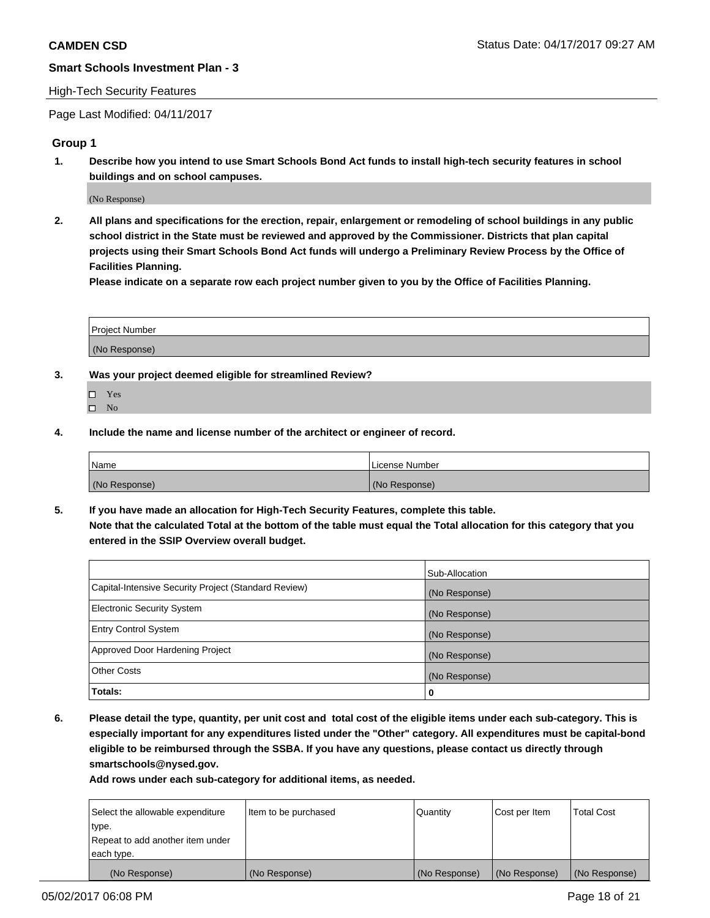**Smart Schools Investment Plan - 3**

High-Tech Security Features

Page Last Modified: 04/11/2017

## Group 1

**1. Describe how you intend to use Smart Schools Bond Act funds to install high-tech security features in school buildings and on school campuses.**

(No Response)

**2. All plans and specifications for the erection, repair, enlargement or remodeling of school buildings in any public school district in the State must be reviewed and approved by the Commissioner. Districts that plan capital projects using their Smart Schools Bond Act funds will undergo a Preliminary Review Process by the Office of Facilities Planning.**

**Please indicate on a separate row each project number given to you by the Office of Facilities Planning.**

| Project Number |
|---|
| (No Response) |

**3. Was your project deemed eligible for streamlined Review?**

- ☐ Yes
- ☐ No

**4. Include the name and license number of the architect or engineer of record.**

| Name | License Number |
|---|---|
| (No Response) | (No Response) |

**5. If you have made an allocation for High-Tech Security Features, complete this table.**
**Note that the calculated Total at the bottom of the table must equal the Total allocation for this category that you entered in the SSIP Overview overall budget.**

| | Sub-Allocation |
|---|---|
| Capital-Intensive Security Project (Standard Review) | (No Response) |
| Electronic Security System | (No Response) |
| Entry Control System | (No Response) |
| Approved Door Hardening Project | (No Response) |
| Other Costs | (No Response) |
| **Totals:** | **0** |

**6. Please detail the type, quantity, per unit cost and total cost of the eligible items under each sub-category. This is especially important for any expenditures listed under the "Other" category. All expenditures must be capital-bond eligible to be reimbursed through the SSBA. If you have any questions, please contact us directly through smartschools@nysed.gov.**

**Add rows under each sub-category for additional items, as needed.**

| Select the allowable expenditure type. Repeat to add another item under each type. | Item to be purchased | Quantity | Cost per Item | Total Cost |
|---|---|---|---|---|
| (No Response) | (No Response) | (No Response) | (No Response) | (No Response) |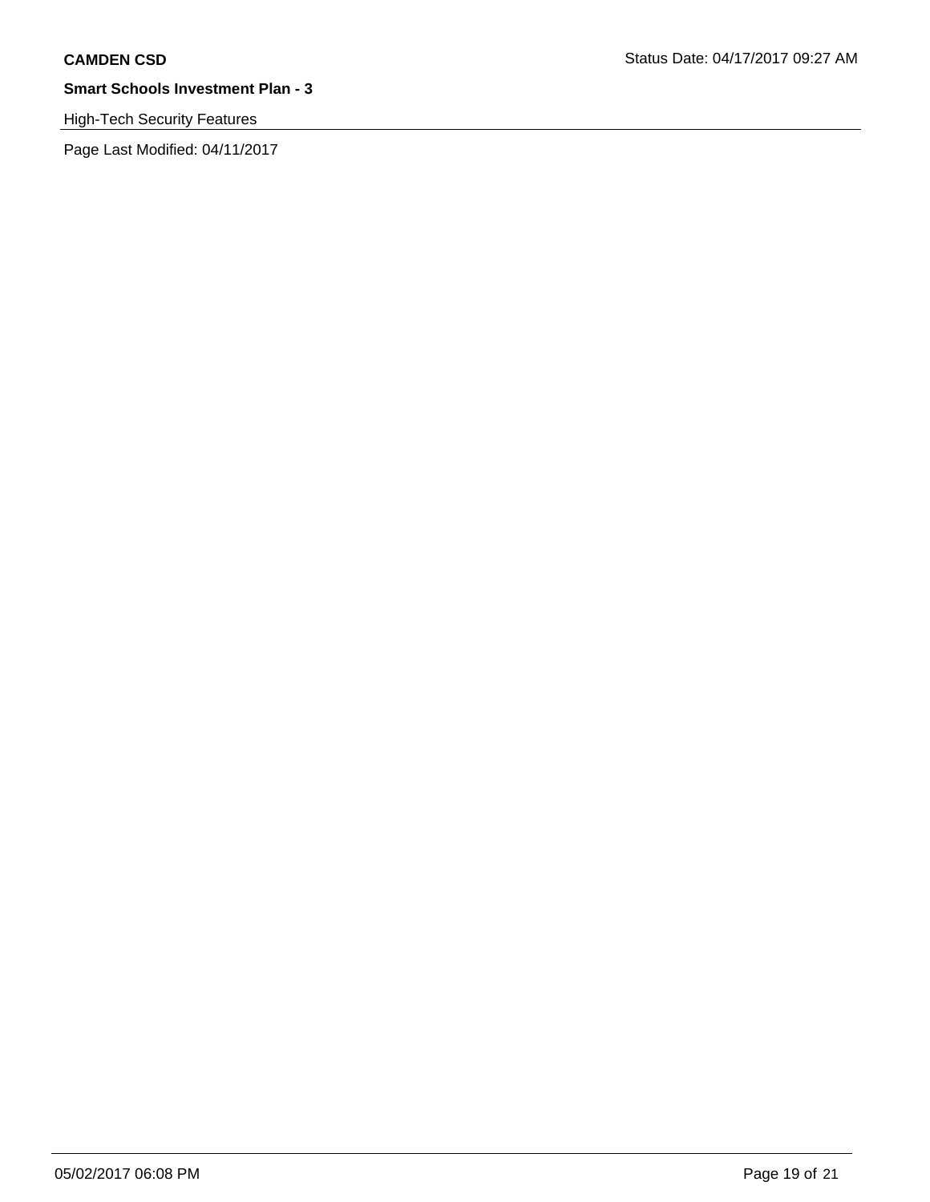**Smart Schools Investment Plan - 3**

High-Tech Security Features

Page Last Modified: 04/11/2017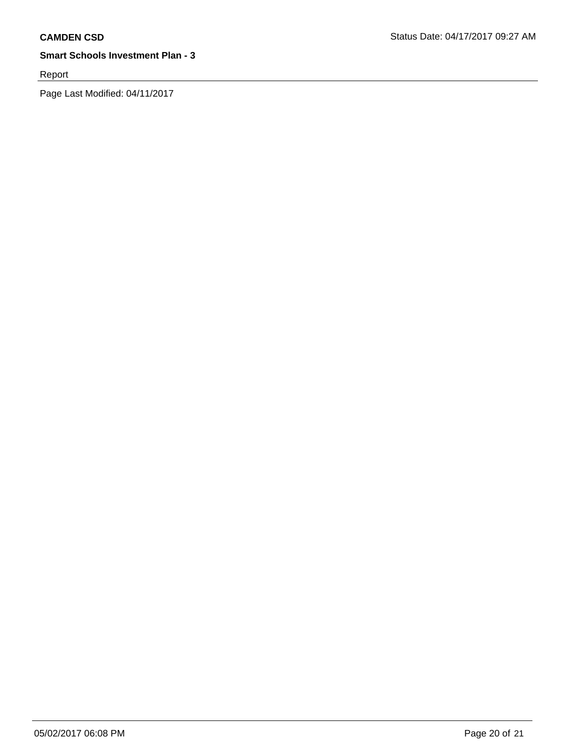**CAMDEN CSD**

Status Date: 04/17/2017 09:27 AM

**Smart Schools Investment Plan - 3**

Report

Page Last Modified: 04/11/2017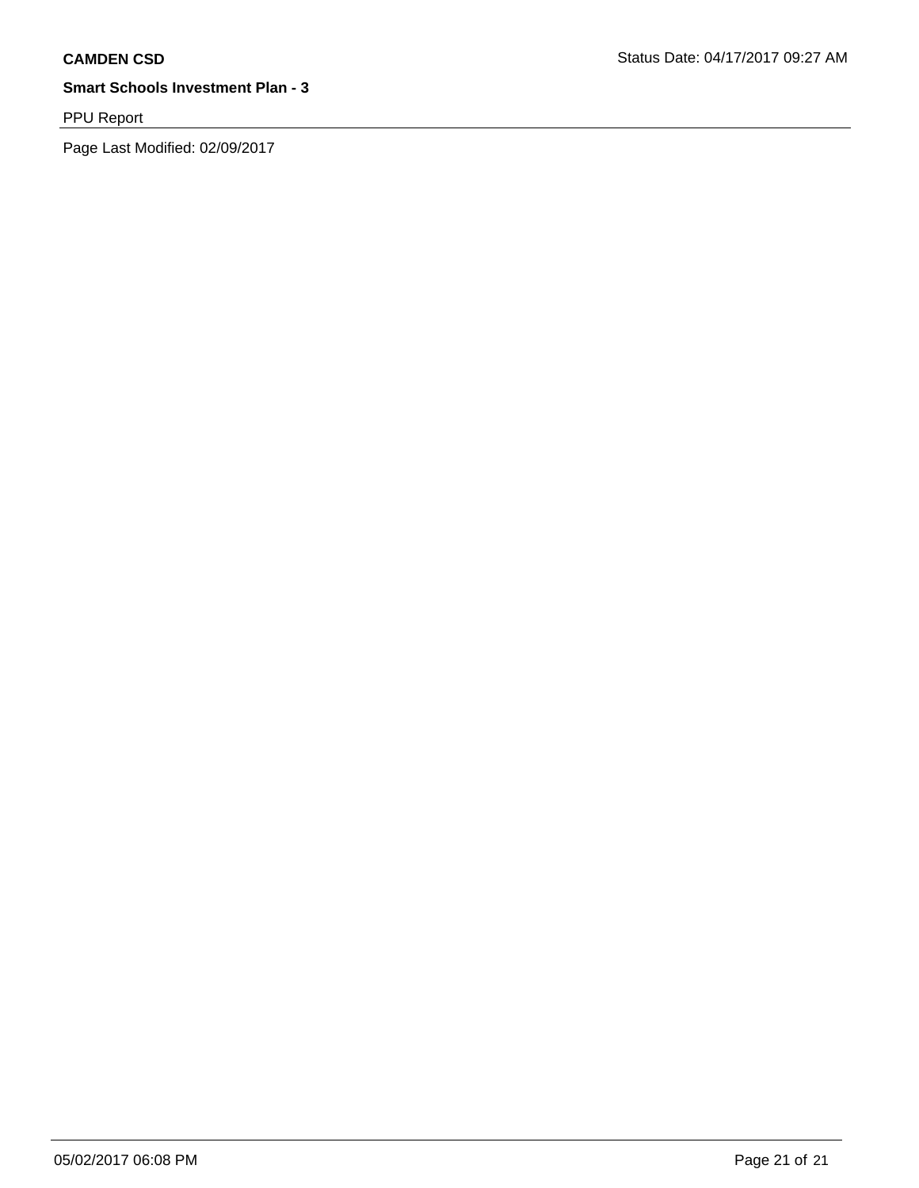**CAMDEN CSD**

Status Date: 04/17/2017 09:27 AM

**Smart Schools Investment Plan - 3**

PPU Report

Page Last Modified: 02/09/2017